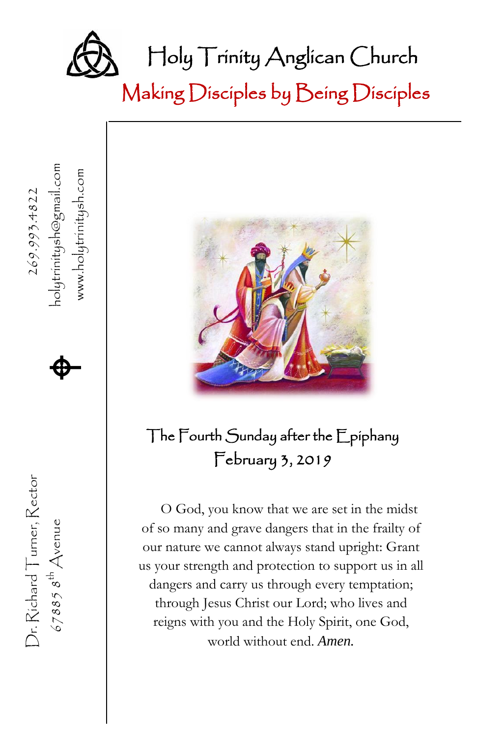# Holy Trinity Anglican Church

## Making Disciples by Being Disciples

269.993.4822

holytrinitysh@gmail.com

www.holytrinitysh.com

Dr. Richard Turner, Rector

67885 8th Avenue

## The Fourth Sunday after the Epiphany
## February 3, 2019

O God, you know that we are set in the midst of so many and grave dangers that in the frailty of our nature we cannot always stand upright: Grant us your strength and protection to support us in all dangers and carry us through every temptation; through Jesus Christ our Lord; who lives and reigns with you and the Holy Spirit, one God, world without end. *Amen.*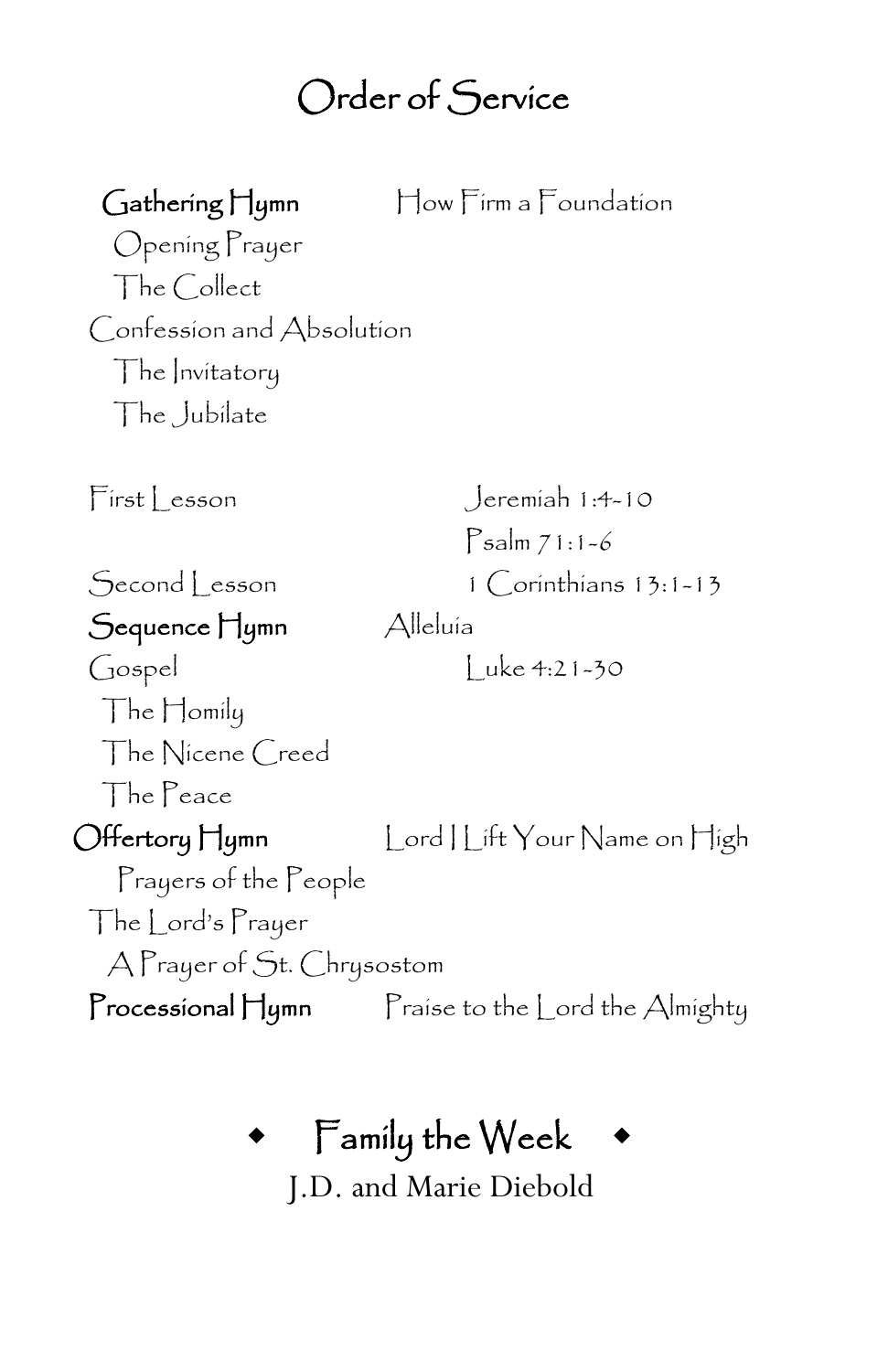# Order of Service

**Gathering Hymn** How Firm a Foundation

Opening Prayer

The Collect

Confession and Absolution

The Invitatory

The Jubilate

First Lesson Jeremiah 1:4-10

Psalm 71:1-6

Second Lesson 1 Corinthians 13:1-13

**Sequence Hymn** Alleluia

Gospel Luke 4:21-30

The Homily

The Nicene Creed

The Peace

**Offertory Hymn** Lord I Lift Your Name on High

Prayers of the People

The Lord's Prayer

A Prayer of St. Chrysostom

**Processional Hymn** Praise to the Lord the Almighty

## ◆ Family the Week ◆

J.D. and Marie Diebold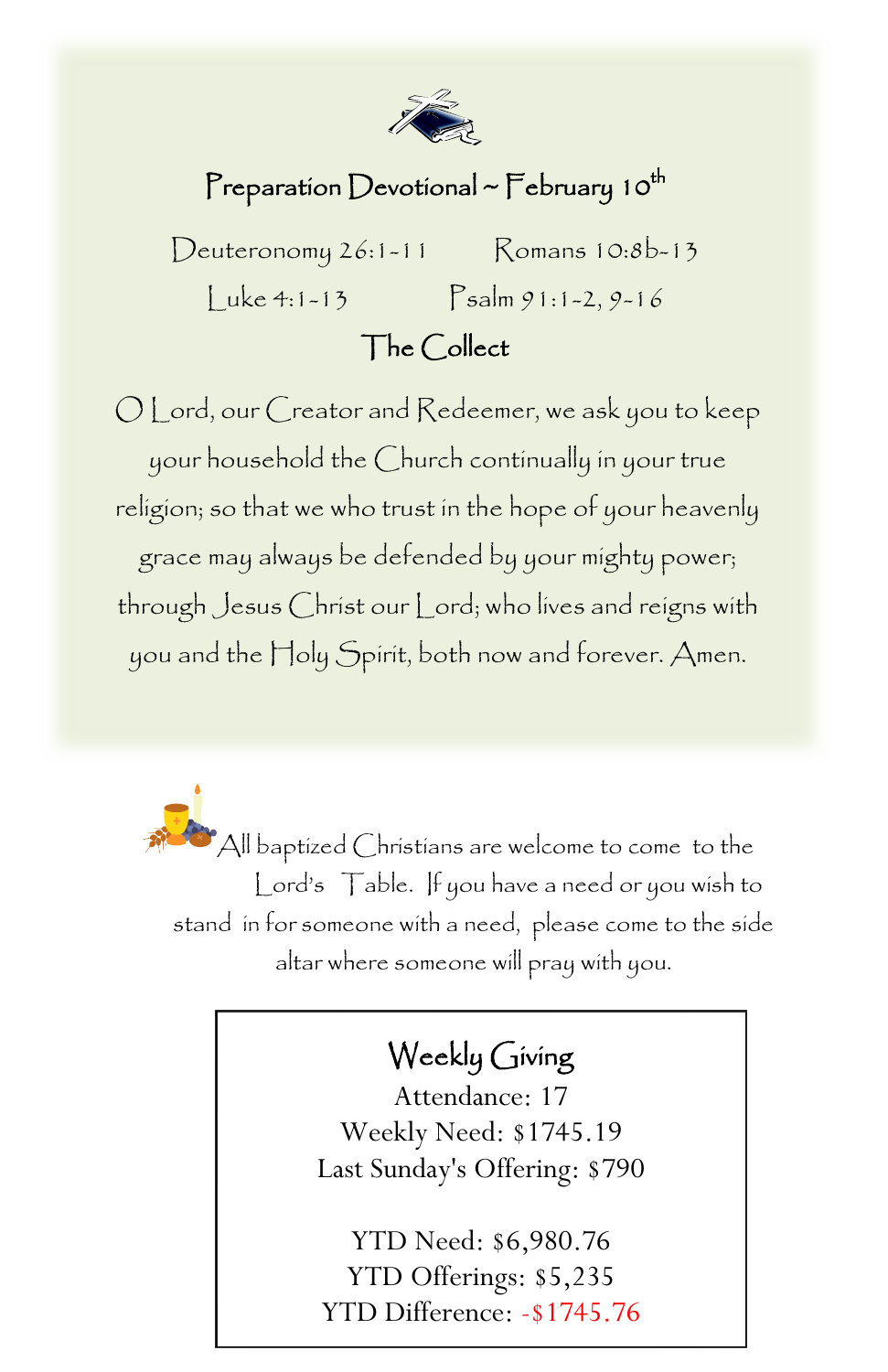## Preparation Devotional ~ February 10th

Deuteronomy 26:1-11 Romans 10:8b-13

Luke 4:1-13 Psalm 91:1-2, 9-16

### The Collect

O Lord, our Creator and Redeemer, we ask you to keep your household the Church continually in your true religion; so that we who trust in the hope of your heavenly grace may always be defended by your mighty power; through Jesus Christ our Lord; who lives and reigns with you and the Holy Spirit, both now and forever. Amen.

All baptized Christians are welcome to come to the Lord's Table. If you have a need or you wish to stand in for someone with a need, please come to the side altar where someone will pray with you.

### Weekly Giving

Attendance: 17
Weekly Need: $1745.19
Last Sunday's Offering: $790

YTD Need: $6,980.76
YTD Offerings: $5,235
YTD Difference: -$1745.76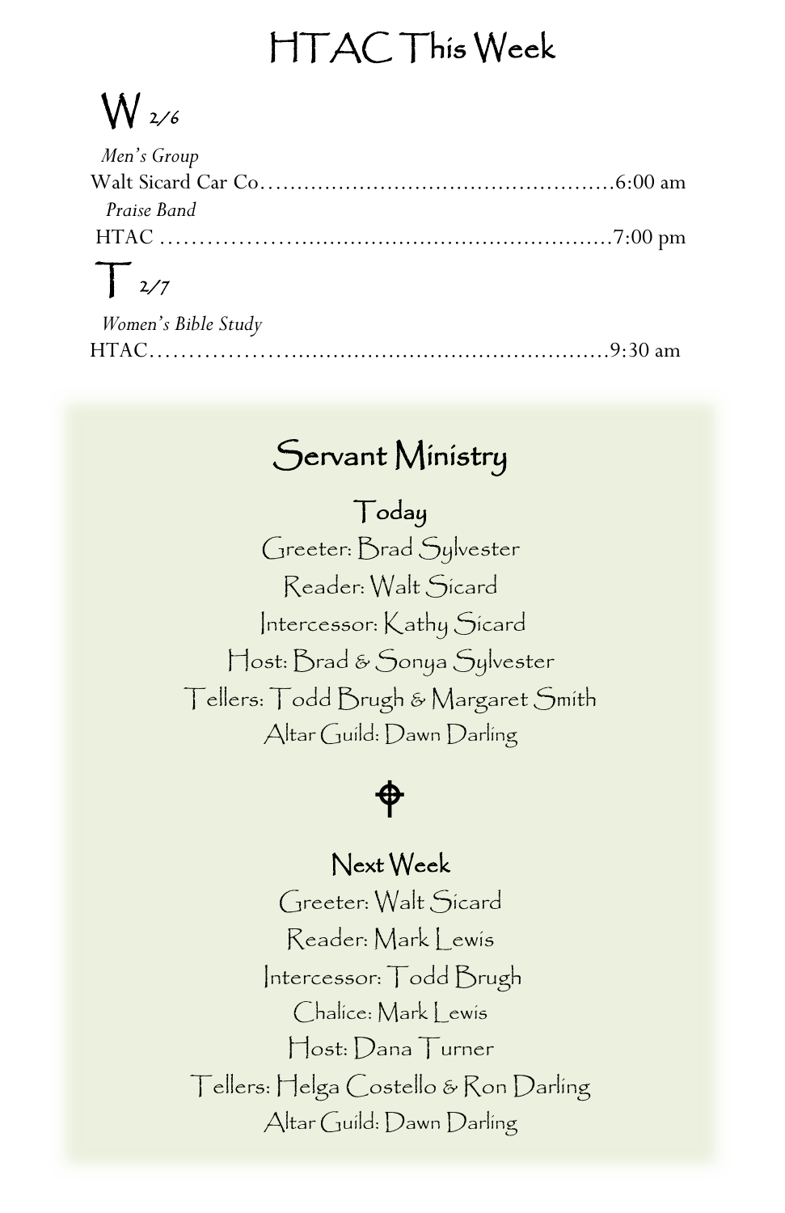# HTAC This Week

## W 2/6

*Men's Group*
Walt Sicard Car Co.………………………………………………6:00 am

*Praise Band*
HTAC ………………………………………………………7:00 pm

## T 2/7

*Women's Bible Study*
HTAC…………………………………………………………9:30 am

## Servant Ministry

### Today

Greeter: Brad Sylvester
Reader: Walt Sicard
Intercessor: Kathy Sicard
Host: Brad & Sonya Sylvester
Tellers: Todd Brugh & Margaret Smith
Altar Guild: Dawn Darling

### Next Week

Greeter: Walt Sicard
Reader: Mark Lewis
Intercessor: Todd Brugh
Chalice: Mark Lewis
Host: Dana Turner
Tellers: Helga Costello & Ron Darling
Altar Guild: Dawn Darling